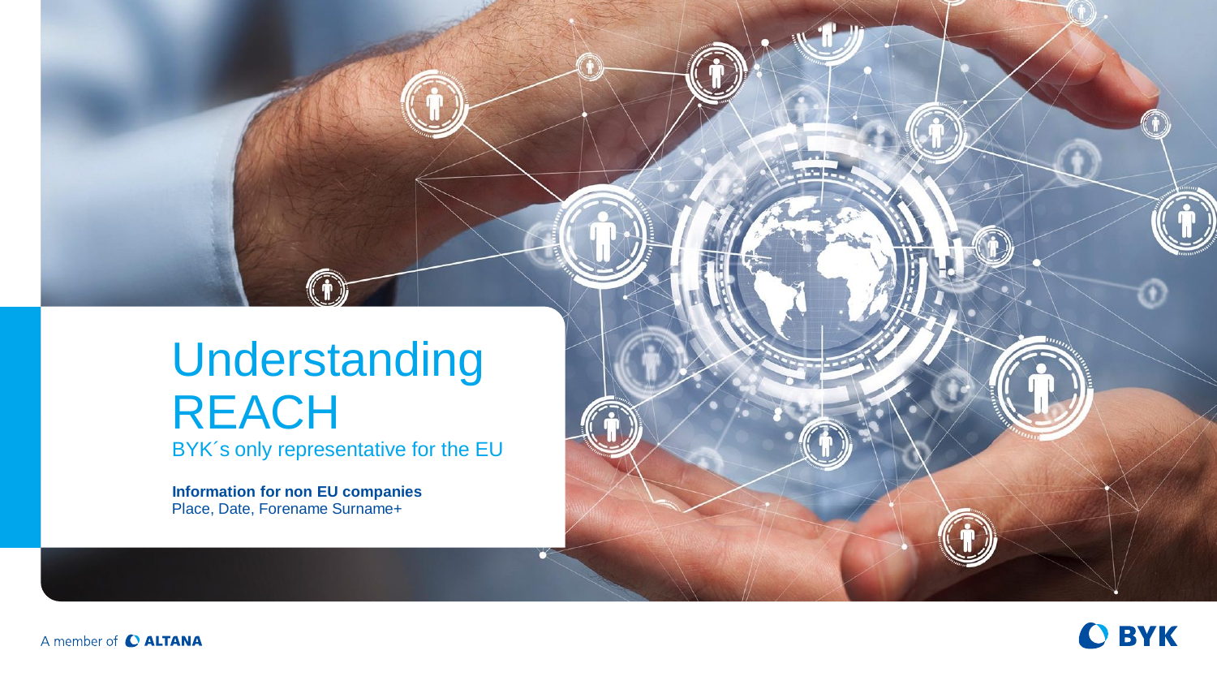# Understanding REACH

BYK´s only representative for the EU

**Information for non EU companies**
Place, Date, Forename Surname+

A member of ALTANA

BYK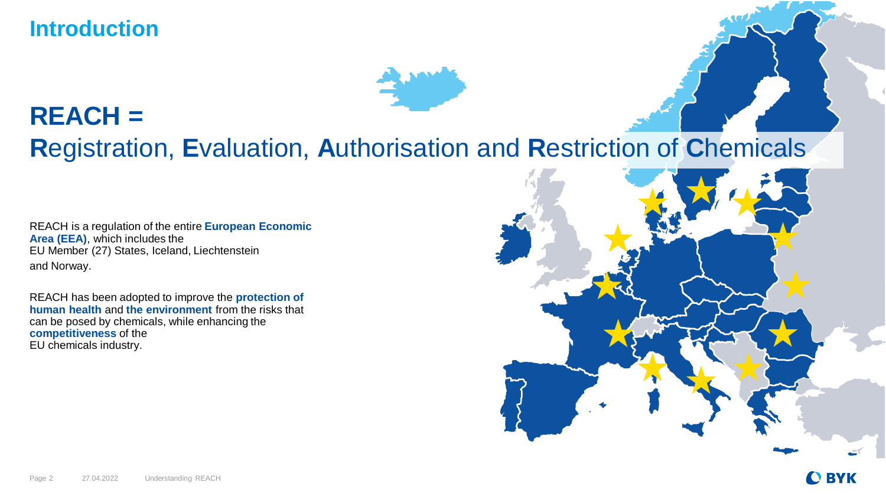## Introduction

# REACH =

## **R**egistration, **E**valuation, **A**uthorisation and **R**estriction of **C**hemicals

REACH is a regulation of the entire **European Economic Area (EEA)**, which includes the EU Member (27) States, Iceland, Liechtenstein and Norway.

REACH has been adopted to improve the **protection of human health** and **the environment** from the risks that can be posed by chemicals, while enhancing the **competitiveness** of the EU chemicals industry.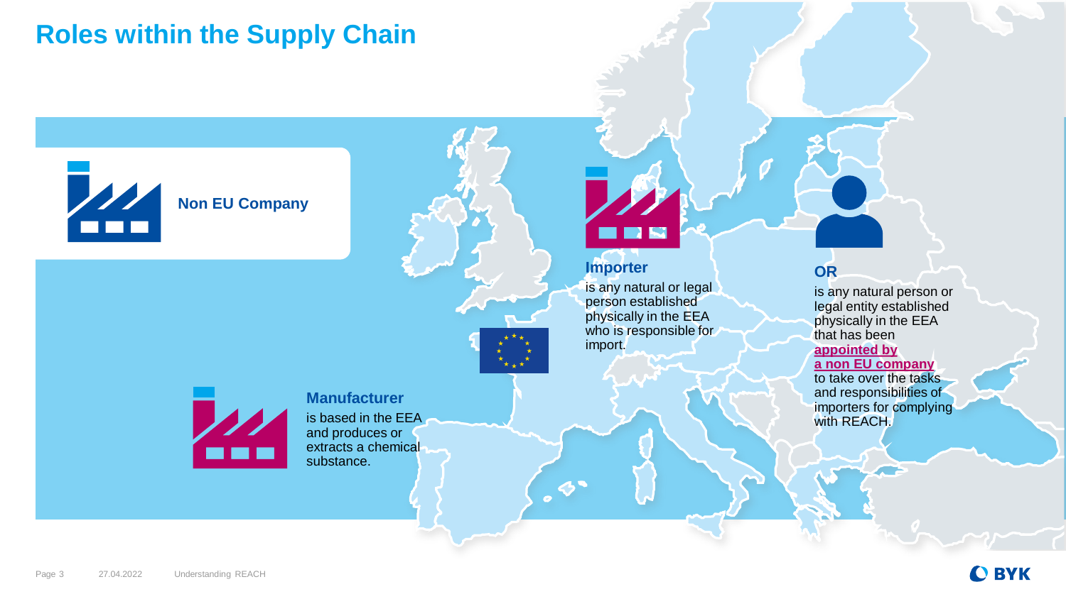# Roles within the Supply Chain

**Non EU Company**

### Importer

is any natural or legal person established physically in the EEA who is responsible for import.

### OR

is any natural person or legal entity established physically in the EEA that has been **appointed by a non EU company** to take over the tasks and responsibilities of importers for complying with REACH.

### Manufacturer

is based in the EEA and produces or extracts a chemical substance.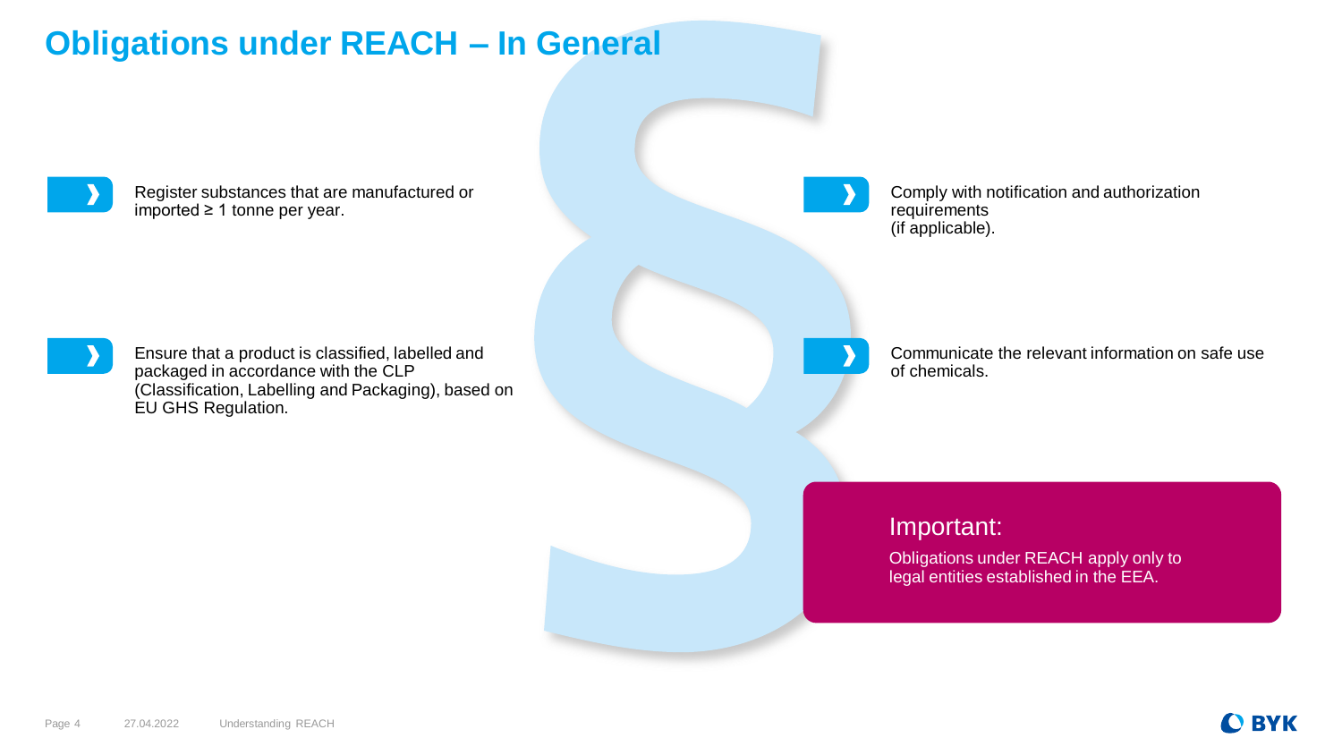# Obligations under REACH – In General

- Register substances that are manufactured or imported ≥ 1 tonne per year.
- Ensure that a product is classified, labelled and packaged in accordance with the CLP (Classification, Labelling and Packaging), based on EU GHS Regulation.
- Comply with notification and authorization requirements (if applicable).
- Communicate the relevant information on safe use of chemicals.

**Important:**

Obligations under REACH apply only to legal entities established in the EEA.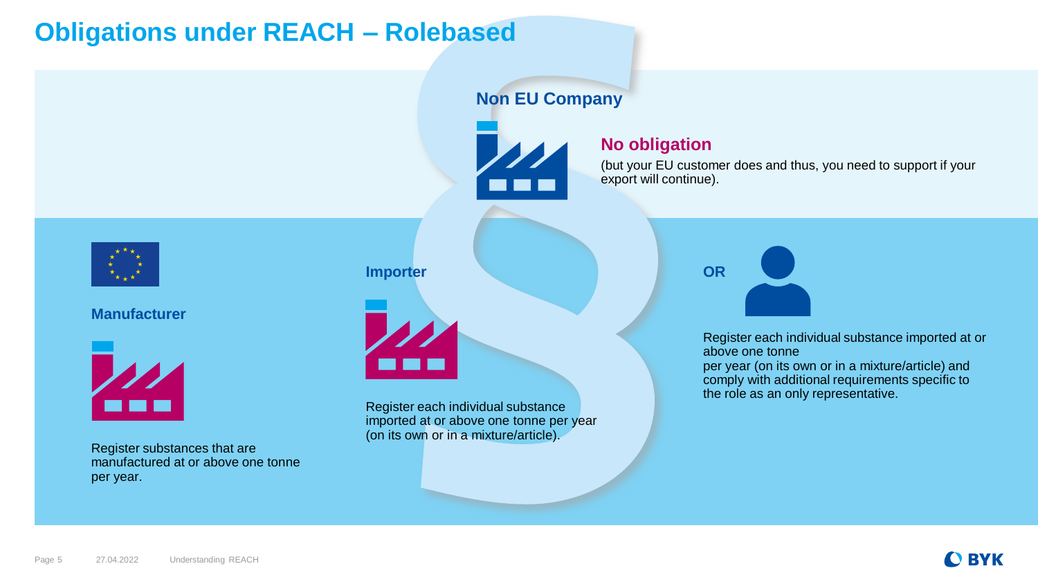# Obligations under REACH – Rolebased

## Non EU Company

### No obligation

(but your EU customer does and thus, you need to support if your export will continue).

### Manufacturer

Register substances that are manufactured at or above one tonne per year.

### Importer

Register each individual substance imported at or above one tonne per year (on its own or in a mixture/article).

### OR

Register each individual substance imported at or above one tonne per year (on its own or in a mixture/article) and comply with additional requirements specific to the role as an only representative.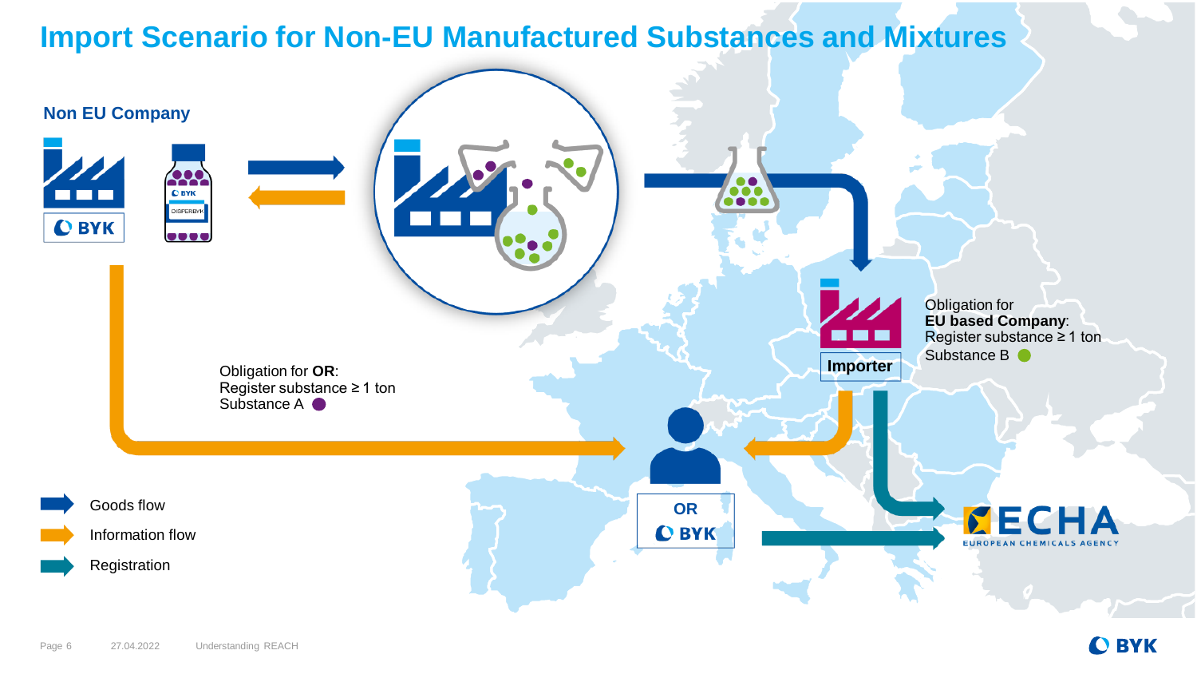# Import Scenario for Non-EU Manufactured Substances and Mixtures

**Non EU Company**

BYK

DISPERBYK

Obligation for **OR**:
Register substance ≥ 1 ton
Substance A

Importer

Obligation for
**EU based Company**:
Register substance ≥ 1 ton
Substance B

OR
BYK

ECHA
EUROPEAN CHEMICALS AGENCY

- Goods flow
- Information flow
- Registration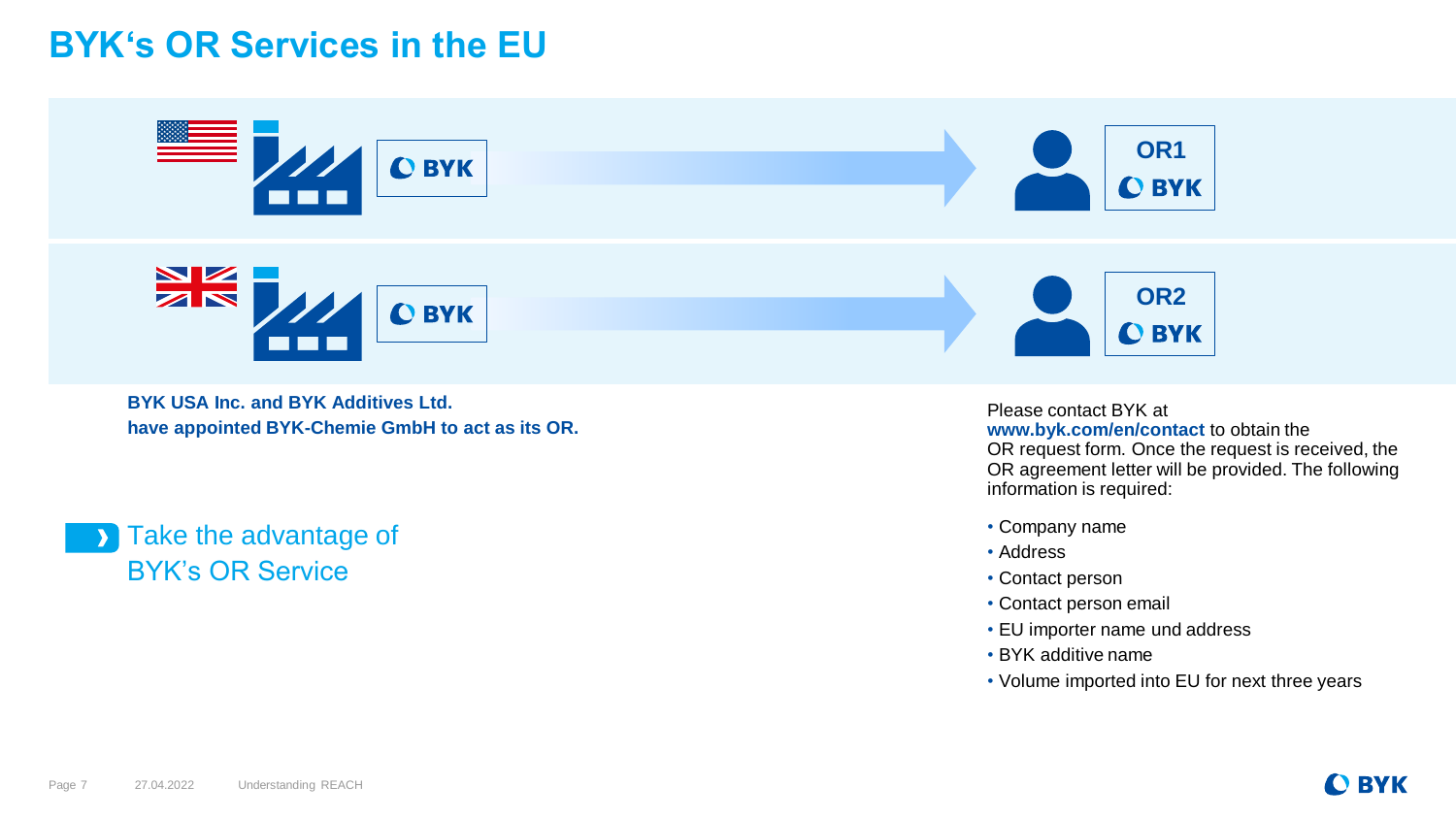# BYK's OR Services in the EU

BYK → OR1 BYK

BYK → OR2 BYK

**BYK USA Inc. and BYK Additives Ltd. have appointed BYK-Chemie GmbH to act as its OR.**

Take the advantage of BYK's OR Service

Please contact BYK at **www.byk.com/en/contact** to obtain the OR request form. Once the request is received, the OR agreement letter will be provided. The following information is required:

- Company name
- Address
- Contact person
- Contact person email
- EU importer name und address
- BYK additive name
- Volume imported into EU for next three years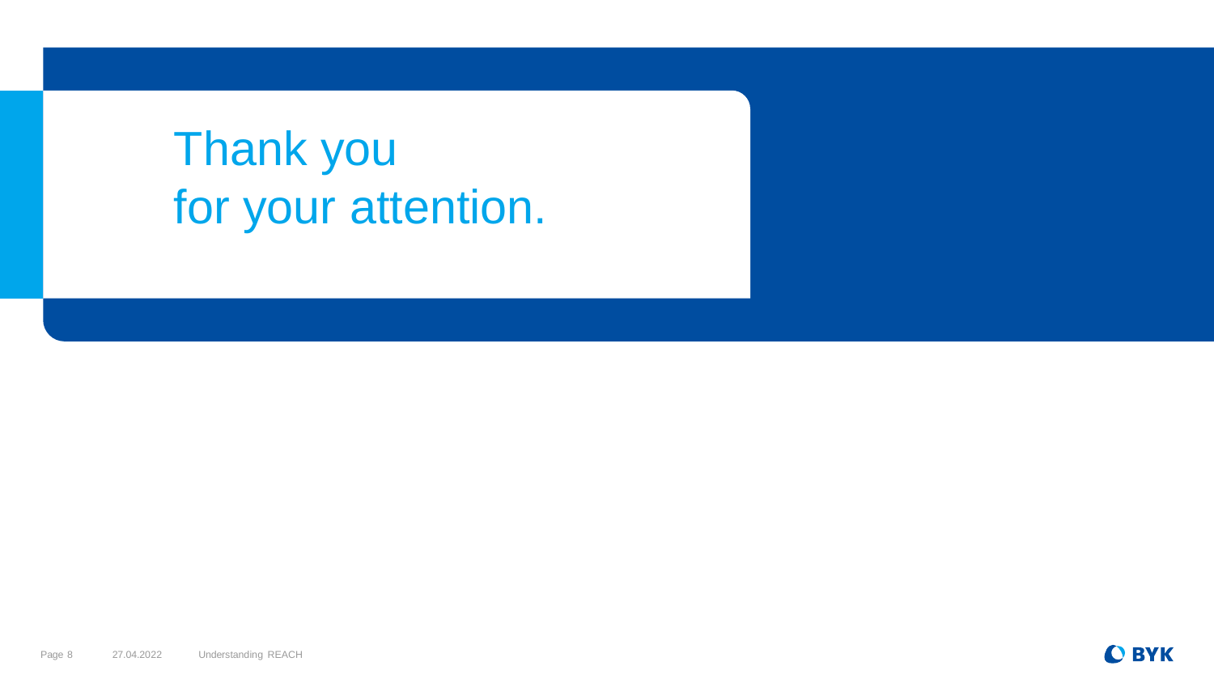# Thank you
# for your attention.